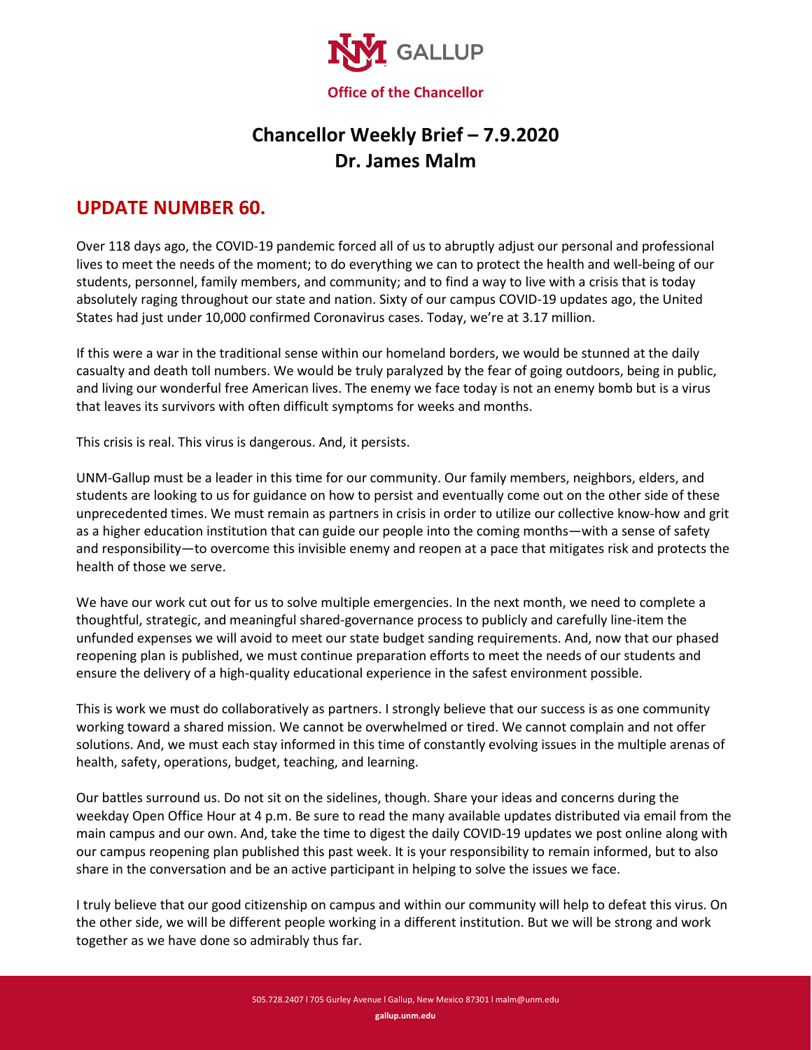UNM GALLUP

**Office of the Chancellor**

# Chancellor Weekly Brief – 7.9.2020
# Dr. James Malm

## UPDATE NUMBER 60.

Over 118 days ago, the COVID-19 pandemic forced all of us to abruptly adjust our personal and professional lives to meet the needs of the moment; to do everything we can to protect the health and well-being of our students, personnel, family members, and community; and to find a way to live with a crisis that is today absolutely raging throughout our state and nation. Sixty of our campus COVID-19 updates ago, the United States had just under 10,000 confirmed Coronavirus cases. Today, we're at 3.17 million.

If this were a war in the traditional sense within our homeland borders, we would be stunned at the daily casualty and death toll numbers. We would be truly paralyzed by the fear of going outdoors, being in public, and living our wonderful free American lives. The enemy we face today is not an enemy bomb but is a virus that leaves its survivors with often difficult symptoms for weeks and months.

This crisis is real. This virus is dangerous. And, it persists.

UNM-Gallup must be a leader in this time for our community. Our family members, neighbors, elders, and students are looking to us for guidance on how to persist and eventually come out on the other side of these unprecedented times. We must remain as partners in crisis in order to utilize our collective know-how and grit as a higher education institution that can guide our people into the coming months—with a sense of safety and responsibility—to overcome this invisible enemy and reopen at a pace that mitigates risk and protects the health of those we serve.

We have our work cut out for us to solve multiple emergencies. In the next month, we need to complete a thoughtful, strategic, and meaningful shared-governance process to publicly and carefully line-item the unfunded expenses we will avoid to meet our state budget sanding requirements. And, now that our phased reopening plan is published, we must continue preparation efforts to meet the needs of our students and ensure the delivery of a high-quality educational experience in the safest environment possible.

This is work we must do collaboratively as partners. I strongly believe that our success is as one community working toward a shared mission. We cannot be overwhelmed or tired. We cannot complain and not offer solutions. And, we must each stay informed in this time of constantly evolving issues in the multiple arenas of health, safety, operations, budget, teaching, and learning.

Our battles surround us. Do not sit on the sidelines, though. Share your ideas and concerns during the weekday Open Office Hour at 4 p.m. Be sure to read the many available updates distributed via email from the main campus and our own. And, take the time to digest the daily COVID-19 updates we post online along with our campus reopening plan published this past week. It is your responsibility to remain informed, but to also share in the conversation and be an active participant in helping to solve the issues we face.

I truly believe that our good citizenship on campus and within our community will help to defeat this virus. On the other side, we will be different people working in a different institution. But we will be strong and work together as we have done so admirably thus far.

505.728.2407 l 705 Gurley Avenue l Gallup, New Mexico 87301 l malm@unm.edu

gallup.unm.edu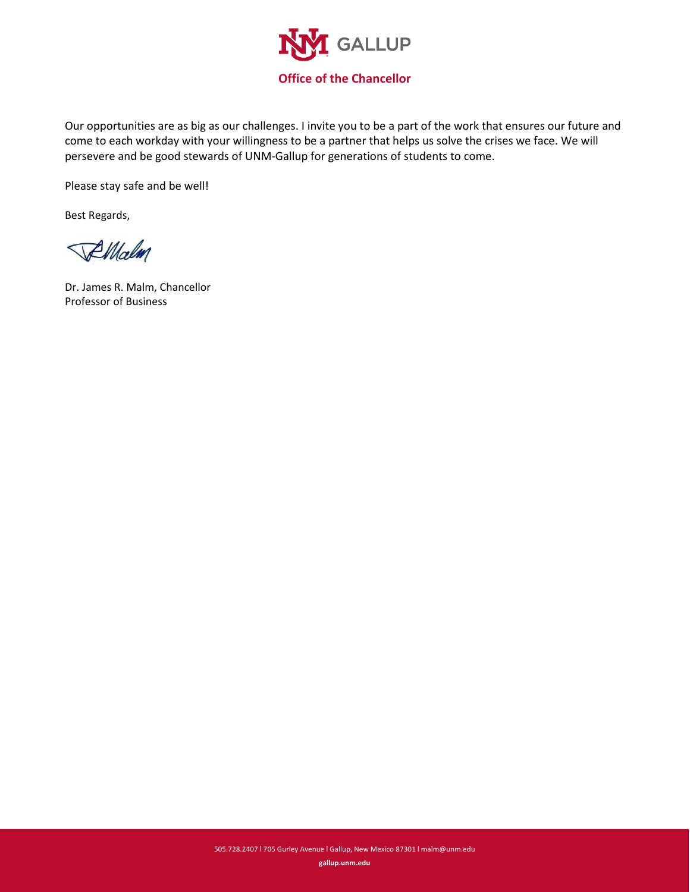Our opportunities are as big as our challenges. I invite you to be a part of the work that ensures our future and come to each workday with your willingness to be a partner that helps us solve the crises we face. We will persevere and be good stewards of UNM-Gallup for generations of students to come.

Please stay safe and be well!

Best Regards,

Dr. James R. Malm, Chancellor
Professor of Business